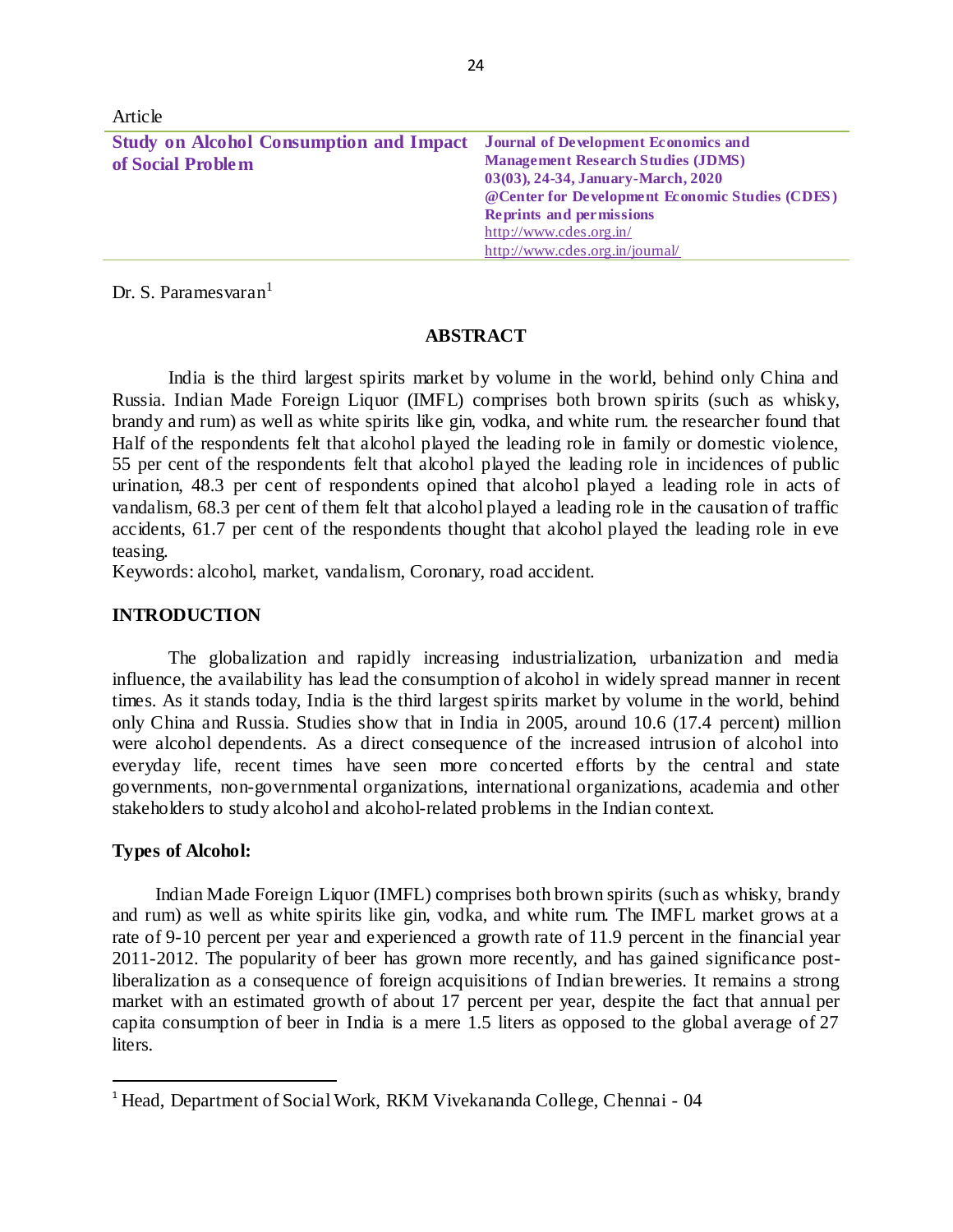Article

# Study on Alcohol Consumption and Impact of Social Problem

**Journal of Development Economics and Management Research Studies (JDMS)**
**03(03), 24-34, January-March, 2020**
**@Center for Development Economic Studies (CDES)**
**Reprints and permissions**
http://www.cdes.org.in/
http://www.cdes.org.in/journal/

Dr. S. Paramesvaran[1]

## ABSTRACT

India is the third largest spirits market by volume in the world, behind only China and Russia. Indian Made Foreign Liquor (IMFL) comprises both brown spirits (such as whisky, brandy and rum) as well as white spirits like gin, vodka, and white rum. the researcher found that Half of the respondents felt that alcohol played the leading role in family or domestic violence, 55 per cent of the respondents felt that alcohol played the leading role in incidences of public urination, 48.3 per cent of respondents opined that alcohol played a leading role in acts of vandalism, 68.3 per cent of them felt that alcohol played a leading role in the causation of traffic accidents, 61.7 per cent of the respondents thought that alcohol played the leading role in eve teasing.

Keywords: alcohol, market, vandalism, Coronary, road accident.

## INTRODUCTION

The globalization and rapidly increasing industrialization, urbanization and media influence, the availability has lead the consumption of alcohol in widely spread manner in recent times. As it stands today, India is the third largest spirits market by volume in the world, behind only China and Russia. Studies show that in India in 2005, around 10.6 (17.4 percent) million were alcohol dependents. As a direct consequence of the increased intrusion of alcohol into everyday life, recent times have seen more concerted efforts by the central and state governments, non-governmental organizations, international organizations, academia and other stakeholders to study alcohol and alcohol-related problems in the Indian context.

### Types of Alcohol:

Indian Made Foreign Liquor (IMFL) comprises both brown spirits (such as whisky, brandy and rum) as well as white spirits like gin, vodka, and white rum. The IMFL market grows at a rate of 9-10 percent per year and experienced a growth rate of 11.9 percent in the financial year 2011-2012. The popularity of beer has grown more recently, and has gained significance post-liberalization as a consequence of foreign acquisitions of Indian breweries. It remains a strong market with an estimated growth of about 17 percent per year, despite the fact that annual per capita consumption of beer in India is a mere 1.5 liters as opposed to the global average of 27 liters.

---

[1] Head, Department of Social Work, RKM Vivekananda College, Chennai - 04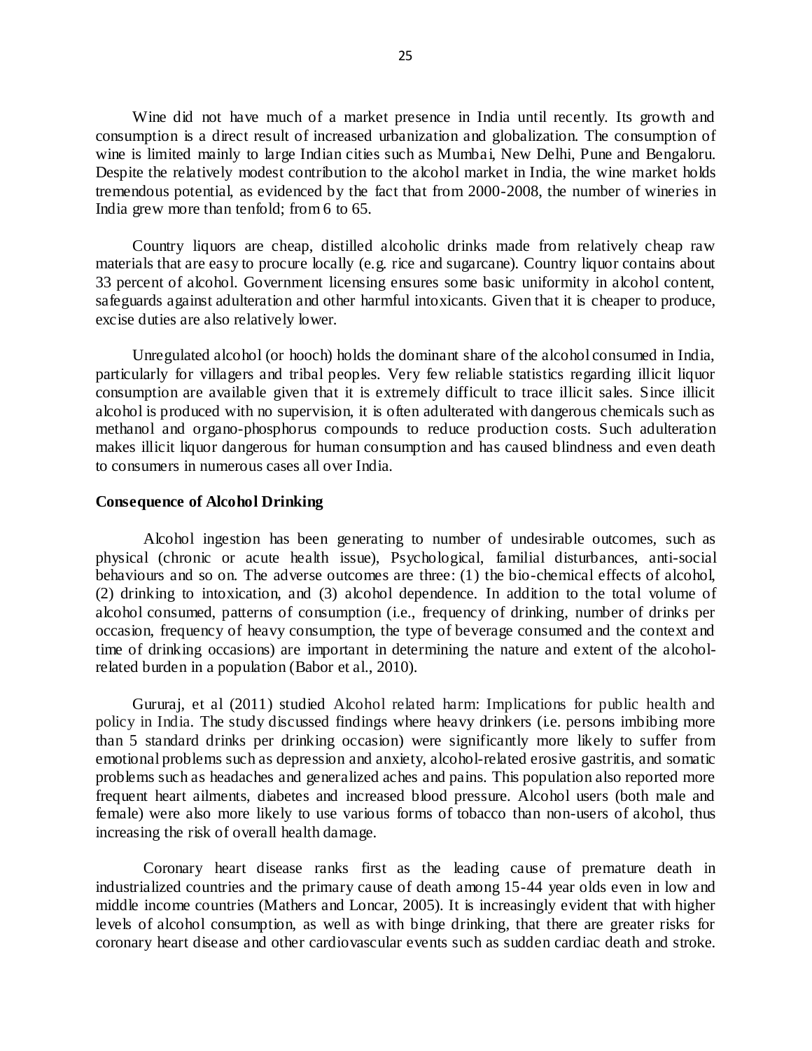Wine did not have much of a market presence in India until recently. Its growth and consumption is a direct result of increased urbanization and globalization. The consumption of wine is limited mainly to large Indian cities such as Mumbai, New Delhi, Pune and Bengaloru. Despite the relatively modest contribution to the alcohol market in India, the wine market holds tremendous potential, as evidenced by the fact that from 2000-2008, the number of wineries in India grew more than tenfold; from 6 to 65.

Country liquors are cheap, distilled alcoholic drinks made from relatively cheap raw materials that are easy to procure locally (e.g. rice and sugarcane). Country liquor contains about 33 percent of alcohol. Government licensing ensures some basic uniformity in alcohol content, safeguards against adulteration and other harmful intoxicants. Given that it is cheaper to produce, excise duties are also relatively lower.

Unregulated alcohol (or hooch) holds the dominant share of the alcohol consumed in India, particularly for villagers and tribal peoples. Very few reliable statistics regarding illicit liquor consumption are available given that it is extremely difficult to trace illicit sales. Since illicit alcohol is produced with no supervision, it is often adulterated with dangerous chemicals such as methanol and organo-phosphorus compounds to reduce production costs. Such adulteration makes illicit liquor dangerous for human consumption and has caused blindness and even death to consumers in numerous cases all over India.

**Consequence of Alcohol Drinking**

Alcohol ingestion has been generating to number of undesirable outcomes, such as physical (chronic or acute health issue), Psychological, familial disturbances, anti-social behaviours and so on. The adverse outcomes are three: (1) the bio-chemical effects of alcohol, (2) drinking to intoxication, and (3) alcohol dependence. In addition to the total volume of alcohol consumed, patterns of consumption (i.e., frequency of drinking, number of drinks per occasion, frequency of heavy consumption, the type of beverage consumed and the context and time of drinking occasions) are important in determining the nature and extent of the alcohol-related burden in a population (Babor et al., 2010).

Gururaj, et al (2011) studied Alcohol related harm: Implications for public health and policy in India. The study discussed findings where heavy drinkers (i.e. persons imbibing more than 5 standard drinks per drinking occasion) were significantly more likely to suffer from emotional problems such as depression and anxiety, alcohol-related erosive gastritis, and somatic problems such as headaches and generalized aches and pains. This population also reported more frequent heart ailments, diabetes and increased blood pressure. Alcohol users (both male and female) were also more likely to use various forms of tobacco than non-users of alcohol, thus increasing the risk of overall health damage.

Coronary heart disease ranks first as the leading cause of premature death in industrialized countries and the primary cause of death among 15-44 year olds even in low and middle income countries (Mathers and Loncar, 2005). It is increasingly evident that with higher levels of alcohol consumption, as well as with binge drinking, that there are greater risks for coronary heart disease and other cardiovascular events such as sudden cardiac death and stroke.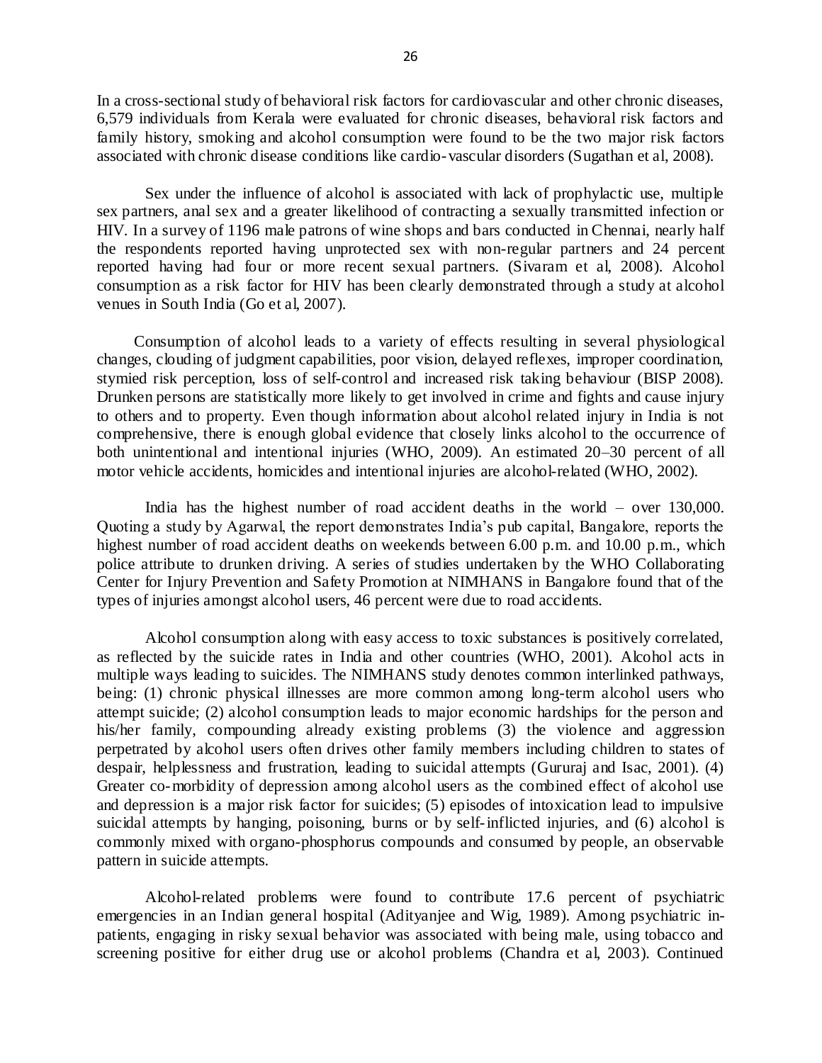In a cross-sectional study of behavioral risk factors for cardiovascular and other chronic diseases, 6,579 individuals from Kerala were evaluated for chronic diseases, behavioral risk factors and family history, smoking and alcohol consumption were found to be the two major risk factors associated with chronic disease conditions like cardio-vascular disorders (Sugathan et al, 2008).

Sex under the influence of alcohol is associated with lack of prophylactic use, multiple sex partners, anal sex and a greater likelihood of contracting a sexually transmitted infection or HIV. In a survey of 1196 male patrons of wine shops and bars conducted in Chennai, nearly half the respondents reported having unprotected sex with non-regular partners and 24 percent reported having had four or more recent sexual partners. (Sivaram et al, 2008). Alcohol consumption as a risk factor for HIV has been clearly demonstrated through a study at alcohol venues in South India (Go et al, 2007).

Consumption of alcohol leads to a variety of effects resulting in several physiological changes, clouding of judgment capabilities, poor vision, delayed reflexes, improper coordination, stymied risk perception, loss of self-control and increased risk taking behaviour (BISP 2008). Drunken persons are statistically more likely to get involved in crime and fights and cause injury to others and to property. Even though information about alcohol related injury in India is not comprehensive, there is enough global evidence that closely links alcohol to the occurrence of both unintentional and intentional injuries (WHO, 2009). An estimated 20–30 percent of all motor vehicle accidents, homicides and intentional injuries are alcohol-related (WHO, 2002).

India has the highest number of road accident deaths in the world – over 130,000. Quoting a study by Agarwal, the report demonstrates India's pub capital, Bangalore, reports the highest number of road accident deaths on weekends between 6.00 p.m. and 10.00 p.m., which police attribute to drunken driving. A series of studies undertaken by the WHO Collaborating Center for Injury Prevention and Safety Promotion at NIMHANS in Bangalore found that of the types of injuries amongst alcohol users, 46 percent were due to road accidents.

Alcohol consumption along with easy access to toxic substances is positively correlated, as reflected by the suicide rates in India and other countries (WHO, 2001). Alcohol acts in multiple ways leading to suicides. The NIMHANS study denotes common interlinked pathways, being: (1) chronic physical illnesses are more common among long-term alcohol users who attempt suicide; (2) alcohol consumption leads to major economic hardships for the person and his/her family, compounding already existing problems (3) the violence and aggression perpetrated by alcohol users often drives other family members including children to states of despair, helplessness and frustration, leading to suicidal attempts (Gururaj and Isac, 2001). (4) Greater co-morbidity of depression among alcohol users as the combined effect of alcohol use and depression is a major risk factor for suicides; (5) episodes of intoxication lead to impulsive suicidal attempts by hanging, poisoning, burns or by self-inflicted injuries, and (6) alcohol is commonly mixed with organo-phosphorus compounds and consumed by people, an observable pattern in suicide attempts.

Alcohol-related problems were found to contribute 17.6 percent of psychiatric emergencies in an Indian general hospital (Adityanjee and Wig, 1989). Among psychiatric in-patients, engaging in risky sexual behavior was associated with being male, using tobacco and screening positive for either drug use or alcohol problems (Chandra et al, 2003). Continued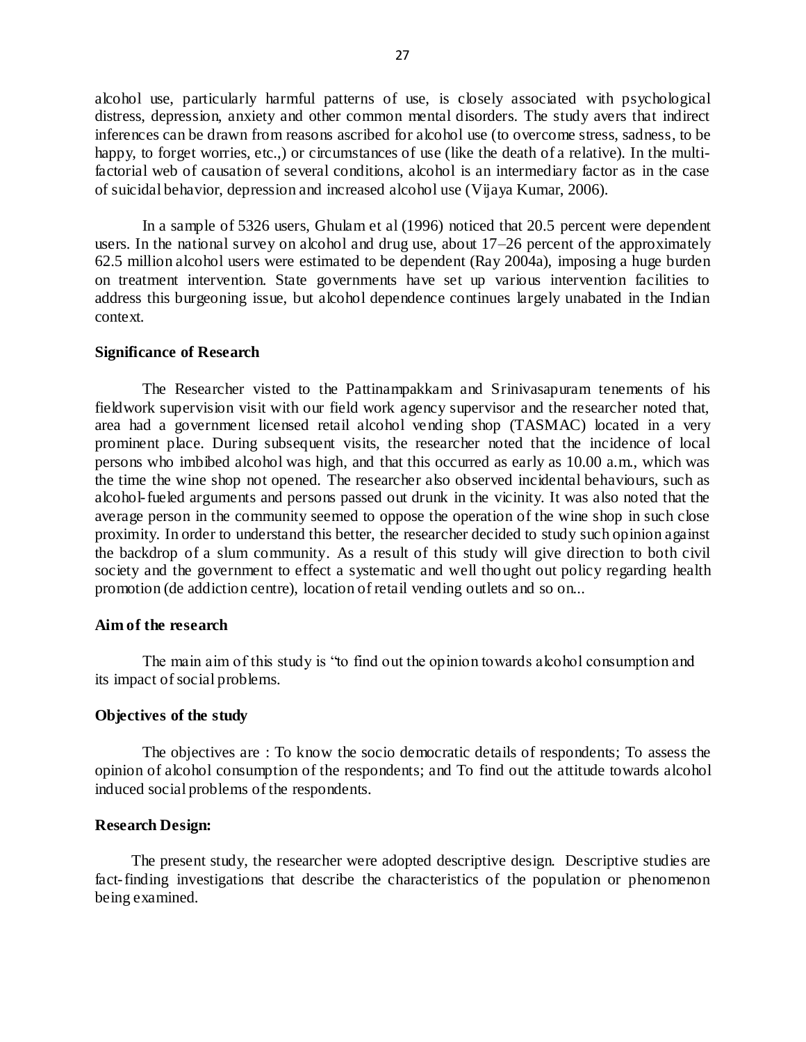alcohol use, particularly harmful patterns of use, is closely associated with psychological distress, depression, anxiety and other common mental disorders. The study avers that indirect inferences can be drawn from reasons ascribed for alcohol use (to overcome stress, sadness, to be happy, to forget worries, etc.,) or circumstances of use (like the death of a relative). In the multi-factorial web of causation of several conditions, alcohol is an intermediary factor as in the case of suicidal behavior, depression and increased alcohol use (Vijaya Kumar, 2006).

In a sample of 5326 users, Ghulam et al (1996) noticed that 20.5 percent were dependent users. In the national survey on alcohol and drug use, about 17–26 percent of the approximately 62.5 million alcohol users were estimated to be dependent (Ray 2004a), imposing a huge burden on treatment intervention. State governments have set up various intervention facilities to address this burgeoning issue, but alcohol dependence continues largely unabated in the Indian context.

**Significance of Research**

The Researcher visted to the Pattinampakkam and Srinivasapuram tenements of his fieldwork supervision visit with our field work agency supervisor and the researcher noted that, area had a government licensed retail alcohol vending shop (TASMAC) located in a very prominent place. During subsequent visits, the researcher noted that the incidence of local persons who imbibed alcohol was high, and that this occurred as early as 10.00 a.m., which was the time the wine shop not opened. The researcher also observed incidental behaviours, such as alcohol-fueled arguments and persons passed out drunk in the vicinity. It was also noted that the average person in the community seemed to oppose the operation of the wine shop in such close proximity. In order to understand this better, the researcher decided to study such opinion against the backdrop of a slum community. As a result of this study will give direction to both civil society and the government to effect a systematic and well thought out policy regarding health promotion (de addiction centre), location of retail vending outlets and so on...

**Aim of the research**

The main aim of this study is "to find out the opinion towards alcohol consumption and its impact of social problems.

**Objectives of the study**

The objectives are : To know the socio democratic details of respondents; To assess the opinion of alcohol consumption of the respondents; and To find out the attitude towards alcohol induced social problems of the respondents.

**Research Design:**

The present study, the researcher were adopted descriptive design. Descriptive studies are fact-finding investigations that describe the characteristics of the population or phenomenon being examined.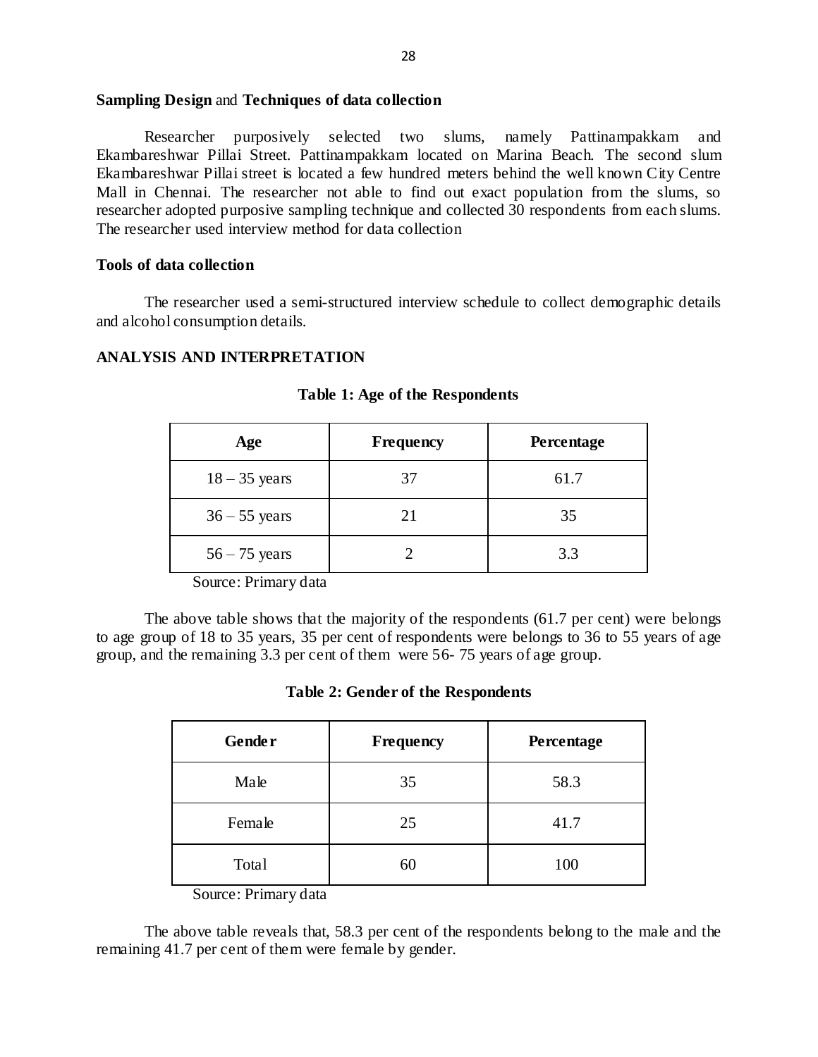**Sampling Design** and **Techniques of data collection**

Researcher purposively selected two slums, namely Pattinampakkam and Ekambareshwar Pillai Street. Pattinampakkam located on Marina Beach. The second slum Ekambareshwar Pillai street is located a few hundred meters behind the well known City Centre Mall in Chennai. The researcher not able to find out exact population from the slums, so researcher adopted purposive sampling technique and collected 30 respondents from each slums. The researcher used interview method for data collection

**Tools of data collection**

The researcher used a semi-structured interview schedule to collect demographic details and alcohol consumption details.

**ANALYSIS AND INTERPRETATION**

**Table 1: Age of the Respondents**

| Age | Frequency | Percentage |
|---|---|---|
| 18 – 35 years | 37 | 61.7 |
| 36 – 55 years | 21 | 35 |
| 56 – 75 years | 2 | 3.3 |

Source: Primary data

The above table shows that the majority of the respondents (61.7 per cent) were belongs to age group of 18 to 35 years, 35 per cent of respondents were belongs to 36 to 55 years of age group, and the remaining 3.3 per cent of them were 56- 75 years of age group.

**Table 2: Gender of the Respondents**

| Gender | Frequency | Percentage |
|---|---|---|
| Male | 35 | 58.3 |
| Female | 25 | 41.7 |
| Total | 60 | 100 |

Source: Primary data

The above table reveals that, 58.3 per cent of the respondents belong to the male and the remaining 41.7 per cent of them were female by gender.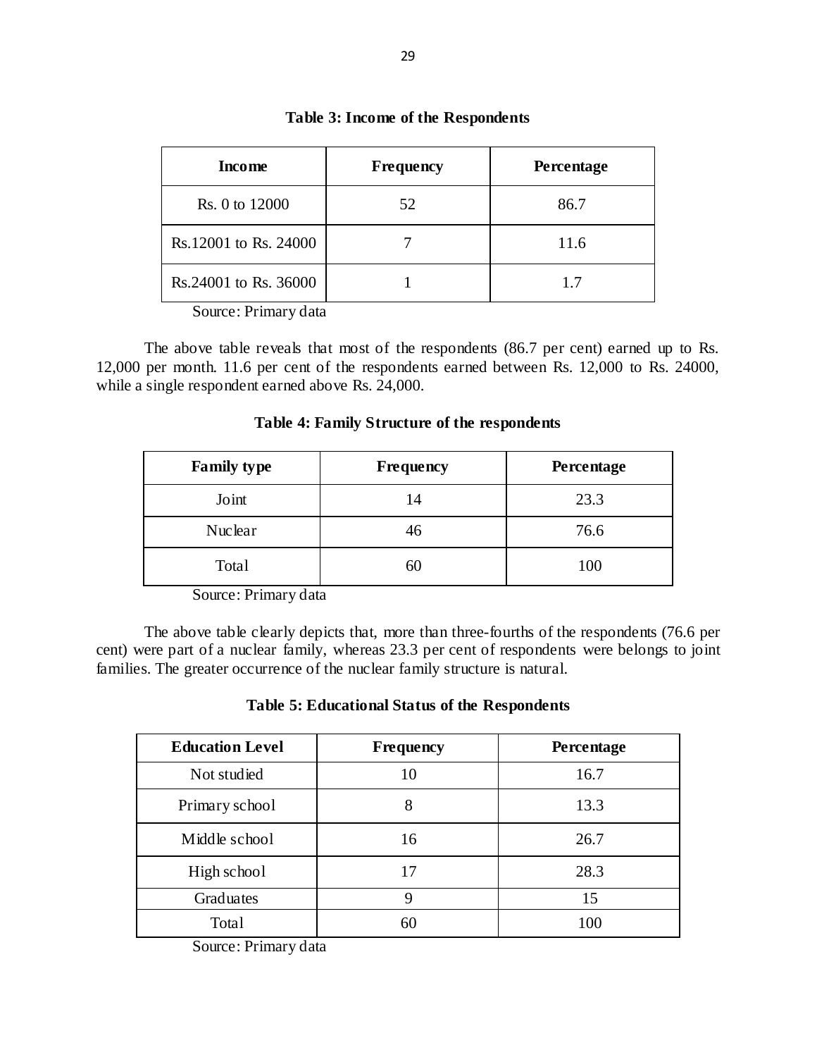**Table 3: Income of the Respondents**

| Income | Frequency | Percentage |
|---|---|---|
| Rs. 0 to 12000 | 52 | 86.7 |
| Rs.12001 to Rs. 24000 | 7 | 11.6 |
| Rs.24001 to Rs. 36000 | 1 | 1.7 |

Source: Primary data

The above table reveals that most of the respondents (86.7 per cent) earned up to Rs. 12,000 per month. 11.6 per cent of the respondents earned between Rs. 12,000 to Rs. 24000, while a single respondent earned above Rs. 24,000.

**Table 4: Family Structure of the respondents**

| Family type | Frequency | Percentage |
|---|---|---|
| Joint | 14 | 23.3 |
| Nuclear | 46 | 76.6 |
| Total | 60 | 100 |

Source: Primary data

The above table clearly depicts that, more than three-fourths of the respondents (76.6 per cent) were part of a nuclear family, whereas 23.3 per cent of respondents were belongs to joint families. The greater occurrence of the nuclear family structure is natural.

**Table 5: Educational Status of the Respondents**

| Education Level | Frequency | Percentage |
|---|---|---|
| Not studied | 10 | 16.7 |
| Primary school | 8 | 13.3 |
| Middle school | 16 | 26.7 |
| High school | 17 | 28.3 |
| Graduates | 9 | 15 |
| Total | 60 | 100 |

Source: Primary data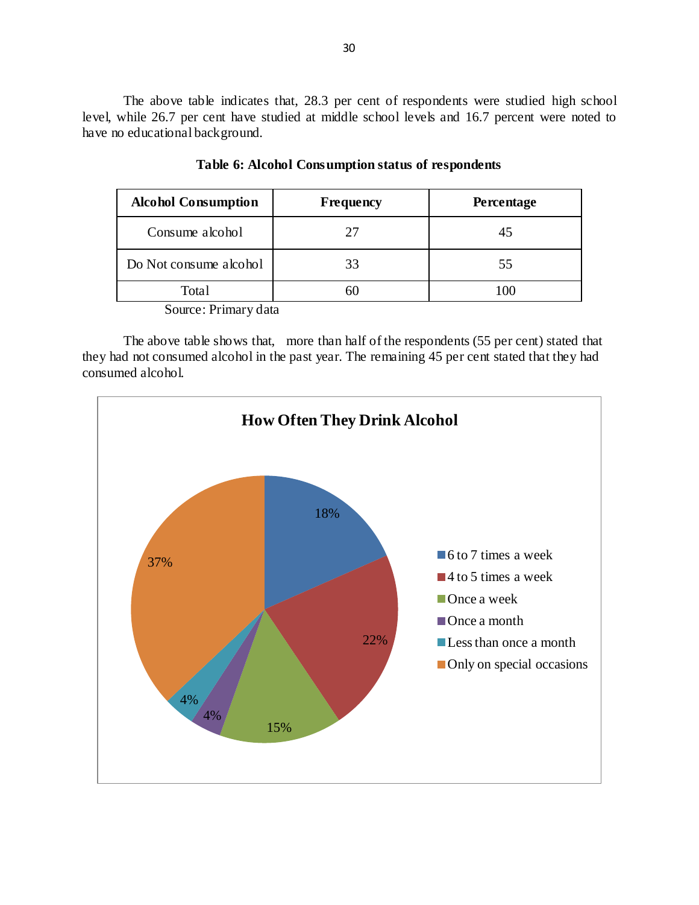The above table indicates that, 28.3 per cent of respondents were studied high school level, while 26.7 per cent have studied at middle school levels and 16.7 percent were noted to have no educational background.

**Table 6: Alcohol Consumption status of respondents**

| Alcohol Consumption | Frequency | Percentage |
|---|---|---|
| Consume alcohol | 27 | 45 |
| Do Not consume alcohol | 33 | 55 |
| Total | 60 | 100 |

Source: Primary data

The above table shows that, more than half of the respondents (55 per cent) stated that they had not consumed alcohol in the past year. The remaining 45 per cent stated that they had consumed alcohol.

**How Often They Drink Alcohol**

- 6 to 7 times a week: 18%
- 4 to 5 times a week: 22%
- Once a week: 15%
- Once a month: 4%
- Less than once a month: 4%
- Only on special occasions: 37%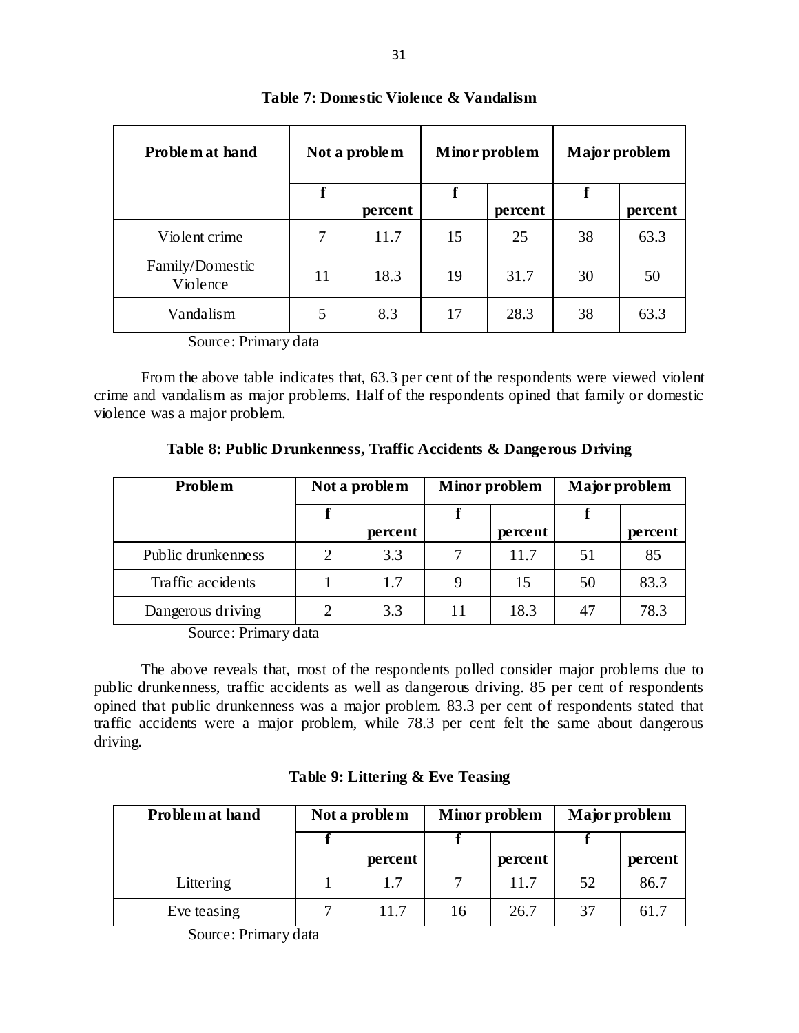**Table 7: Domestic Violence & Vandalism**

| Problem at hand | Not a problem | | Minor problem | | Major problem | |
|---|---|---|---|---|---|---|
| | f | percent | f | percent | f | percent |
| Violent crime | 7 | 11.7 | 15 | 25 | 38 | 63.3 |
| Family/Domestic Violence | 11 | 18.3 | 19 | 31.7 | 30 | 50 |
| Vandalism | 5 | 8.3 | 17 | 28.3 | 38 | 63.3 |

Source: Primary data

From the above table indicates that, 63.3 per cent of the respondents were viewed violent crime and vandalism as major problems. Half of the respondents opined that family or domestic violence was a major problem.

**Table 8: Public Drunkenness, Traffic Accidents & Dangerous Driving**

| Problem | Not a problem | | Minor problem | | Major problem | |
|---|---|---|---|---|---|---|
| | f | percent | f | percent | f | percent |
| Public drunkenness | 2 | 3.3 | 7 | 11.7 | 51 | 85 |
| Traffic accidents | 1 | 1.7 | 9 | 15 | 50 | 83.3 |
| Dangerous driving | 2 | 3.3 | 11 | 18.3 | 47 | 78.3 |

Source: Primary data

The above reveals that, most of the respondents polled consider major problems due to public drunkenness, traffic accidents as well as dangerous driving. 85 per cent of respondents opined that public drunkenness was a major problem. 83.3 per cent of respondents stated that traffic accidents were a major problem, while 78.3 per cent felt the same about dangerous driving.

**Table 9: Littering & Eve Teasing**

| Problem at hand | Not a problem | | Minor problem | | Major problem | |
|---|---|---|---|---|---|---|
| | f | percent | f | percent | f | percent |
| Littering | 1 | 1.7 | 7 | 11.7 | 52 | 86.7 |
| Eve teasing | 7 | 11.7 | 16 | 26.7 | 37 | 61.7 |

Source: Primary data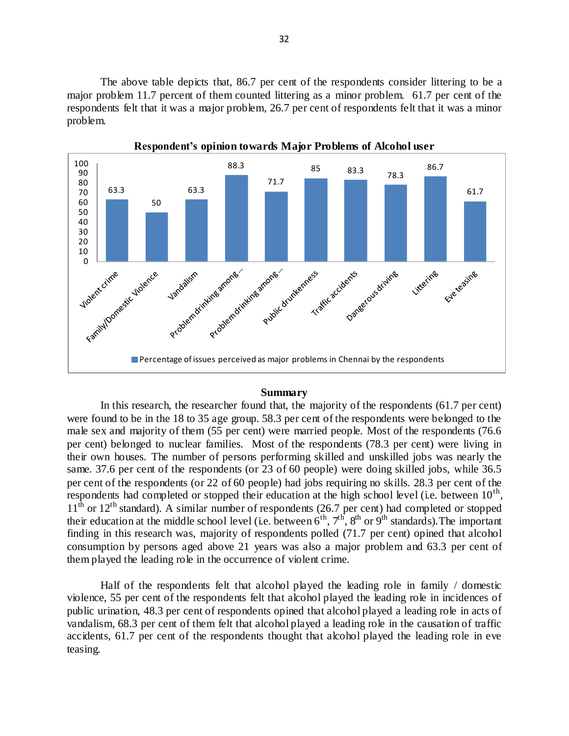The above table depicts that, 86.7 per cent of the respondents consider littering to be a major problem 11.7 percent of them counted littering as a minor problem. 61.7 per cent of the respondents felt that it was a major problem, 26.7 per cent of respondents felt that it was a minor problem.

**Respondent's opinion towards Major Problems of Alcohol user**

| Issue | Percentage of issues perceived as major problems in Chennai by the respondents |
|---|---|
| Violent crime | 63.3 |
| Family/Domestic Violence | 50 |
| Vandalism | 63.3 |
| Problem drinking among... | 88.3 |
| Problem drinking among... | 71.7 |
| Public drunkenness | 85 |
| Traffic accidents | 83.3 |
| Dangerous driving | 78.3 |
| Littering | 86.7 |
| Eve teasing | 61.7 |

## Summary

In this research, the researcher found that, the majority of the respondents (61.7 per cent) were found to be in the 18 to 35 age group. 58.3 per cent of the respondents were belonged to the male sex and majority of them (55 per cent) were married people. Most of the respondents (76.6 per cent) belonged to nuclear families. Most of the respondents (78.3 per cent) were living in their own houses. The number of persons performing skilled and unskilled jobs was nearly the same. 37.6 per cent of the respondents (or 23 of 60 people) were doing skilled jobs, while 36.5 per cent of the respondents (or 22 of 60 people) had jobs requiring no skills. 28.3 per cent of the respondents had completed or stopped their education at the high school level (i.e. between 10th, 11th or 12th standard). A similar number of respondents (26.7 per cent) had completed or stopped their education at the middle school level (i.e. between 6th, 7th, 8th or 9th standards).The important finding in this research was, majority of respondents polled (71.7 per cent) opined that alcohol consumption by persons aged above 21 years was also a major problem and 63.3 per cent of them played the leading role in the occurrence of violent crime.

Half of the respondents felt that alcohol played the leading role in family / domestic violence, 55 per cent of the respondents felt that alcohol played the leading role in incidences of public urination, 48.3 per cent of respondents opined that alcohol played a leading role in acts of vandalism, 68.3 per cent of them felt that alcohol played a leading role in the causation of traffic accidents, 61.7 per cent of the respondents thought that alcohol played the leading role in eve teasing.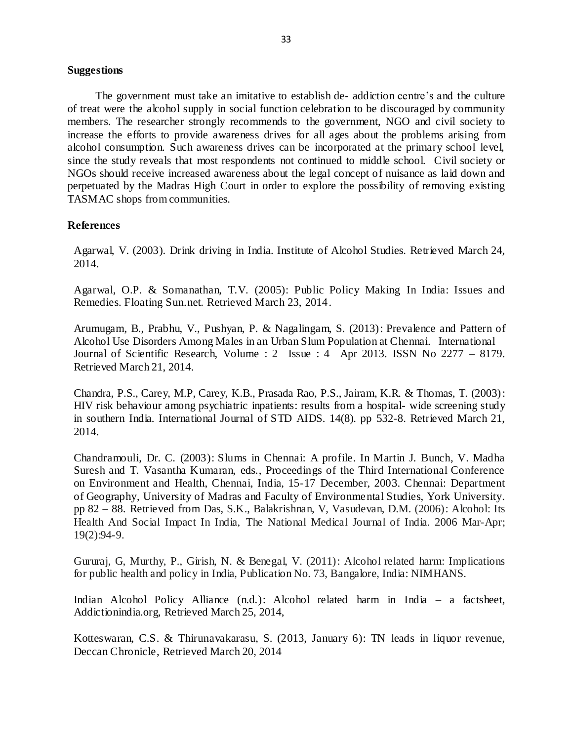## Suggestions

The government must take an imitative to establish de- addiction centre's and the culture of treat were the alcohol supply in social function celebration to be discouraged by community members. The researcher strongly recommends to the government, NGO and civil society to increase the efforts to provide awareness drives for all ages about the problems arising from alcohol consumption. Such awareness drives can be incorporated at the primary school level, since the study reveals that most respondents not continued to middle school. Civil society or NGOs should receive increased awareness about the legal concept of nuisance as laid down and perpetuated by the Madras High Court in order to explore the possibility of removing existing TASMAC shops from communities.

## References

Agarwal, V. (2003). Drink driving in India. Institute of Alcohol Studies. Retrieved March 24, 2014.

Agarwal, O.P. & Somanathan, T.V. (2005): Public Policy Making In India: Issues and Remedies. Floating Sun.net. Retrieved March 23, 2014.

Arumugam, B., Prabhu, V., Pushyan, P. & Nagalingam, S. (2013): Prevalence and Pattern of Alcohol Use Disorders Among Males in an Urban Slum Population at Chennai. International Journal of Scientific Research, Volume : 2 Issue : 4 Apr 2013. ISSN No 2277 – 8179. Retrieved March 21, 2014.

Chandra, P.S., Carey, M.P, Carey, K.B., Prasada Rao, P.S., Jairam, K.R. & Thomas, T. (2003): HIV risk behaviour among psychiatric inpatients: results from a hospital- wide screening study in southern India. International Journal of STD AIDS. 14(8). pp 532-8. Retrieved March 21, 2014.

Chandramouli, Dr. C. (2003): Slums in Chennai: A profile. In Martin J. Bunch, V. Madha Suresh and T. Vasantha Kumaran, eds., Proceedings of the Third International Conference on Environment and Health, Chennai, India, 15-17 December, 2003. Chennai: Department of Geography, University of Madras and Faculty of Environmental Studies, York University. pp 82 – 88. Retrieved from Das, S.K., Balakrishnan, V, Vasudevan, D.M. (2006): Alcohol: Its Health And Social Impact In India, The National Medical Journal of India. 2006 Mar-Apr; 19(2):94-9.

Gururaj, G, Murthy, P., Girish, N. & Benegal, V. (2011): Alcohol related harm: Implications for public health and policy in India, Publication No. 73, Bangalore, India: NIMHANS.

Indian Alcohol Policy Alliance (n.d.): Alcohol related harm in India – a factsheet, Addictionindia.org, Retrieved March 25, 2014,

Kotteswaran, C.S. & Thirunavakarasu, S. (2013, January 6): TN leads in liquor revenue, Deccan Chronicle, Retrieved March 20, 2014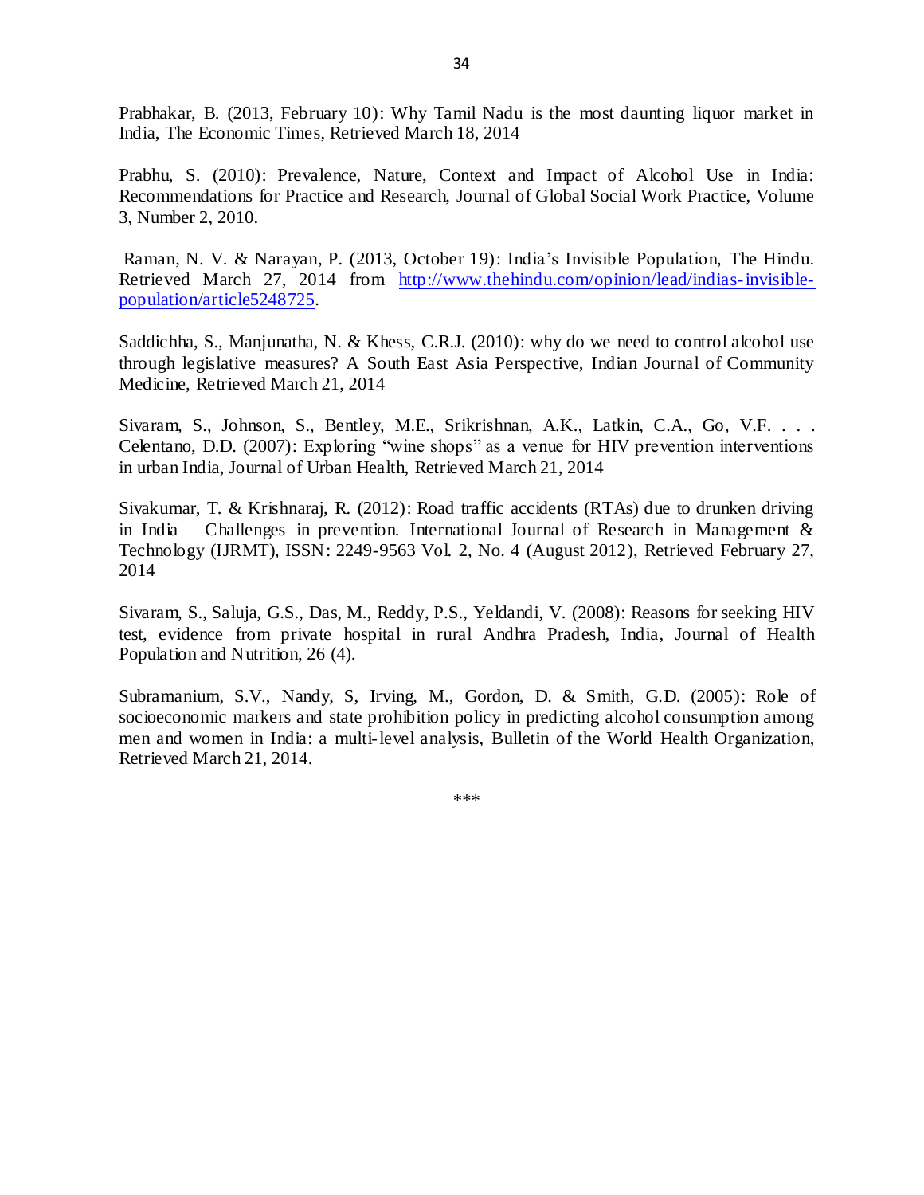Prabhakar, B. (2013, February 10): Why Tamil Nadu is the most daunting liquor market in India, The Economic Times, Retrieved March 18, 2014

Prabhu, S. (2010): Prevalence, Nature, Context and Impact of Alcohol Use in India: Recommendations for Practice and Research, Journal of Global Social Work Practice, Volume 3, Number 2, 2010.

Raman, N. V. & Narayan, P. (2013, October 19): India's Invisible Population, The Hindu. Retrieved March 27, 2014 from http://www.thehindu.com/opinion/lead/indias-invisible-population/article5248725.

Saddichha, S., Manjunatha, N. & Khess, C.R.J. (2010): why do we need to control alcohol use through legislative measures? A South East Asia Perspective, Indian Journal of Community Medicine, Retrieved March 21, 2014

Sivaram, S., Johnson, S., Bentley, M.E., Srikrishnan, A.K., Latkin, C.A., Go, V.F. . . . Celentano, D.D. (2007): Exploring "wine shops" as a venue for HIV prevention interventions in urban India, Journal of Urban Health, Retrieved March 21, 2014

Sivakumar, T. & Krishnaraj, R. (2012): Road traffic accidents (RTAs) due to drunken driving in India – Challenges in prevention. International Journal of Research in Management & Technology (IJRMT), ISSN: 2249-9563 Vol. 2, No. 4 (August 2012), Retrieved February 27, 2014

Sivaram, S., Saluja, G.S., Das, M., Reddy, P.S., Yeldandi, V. (2008): Reasons for seeking HIV test, evidence from private hospital in rural Andhra Pradesh, India, Journal of Health Population and Nutrition, 26 (4).

Subramanium, S.V., Nandy, S, Irving, M., Gordon, D. & Smith, G.D. (2005): Role of socioeconomic markers and state prohibition policy in predicting alcohol consumption among men and women in India: a multi-level analysis, Bulletin of the World Health Organization, Retrieved March 21, 2014.

***